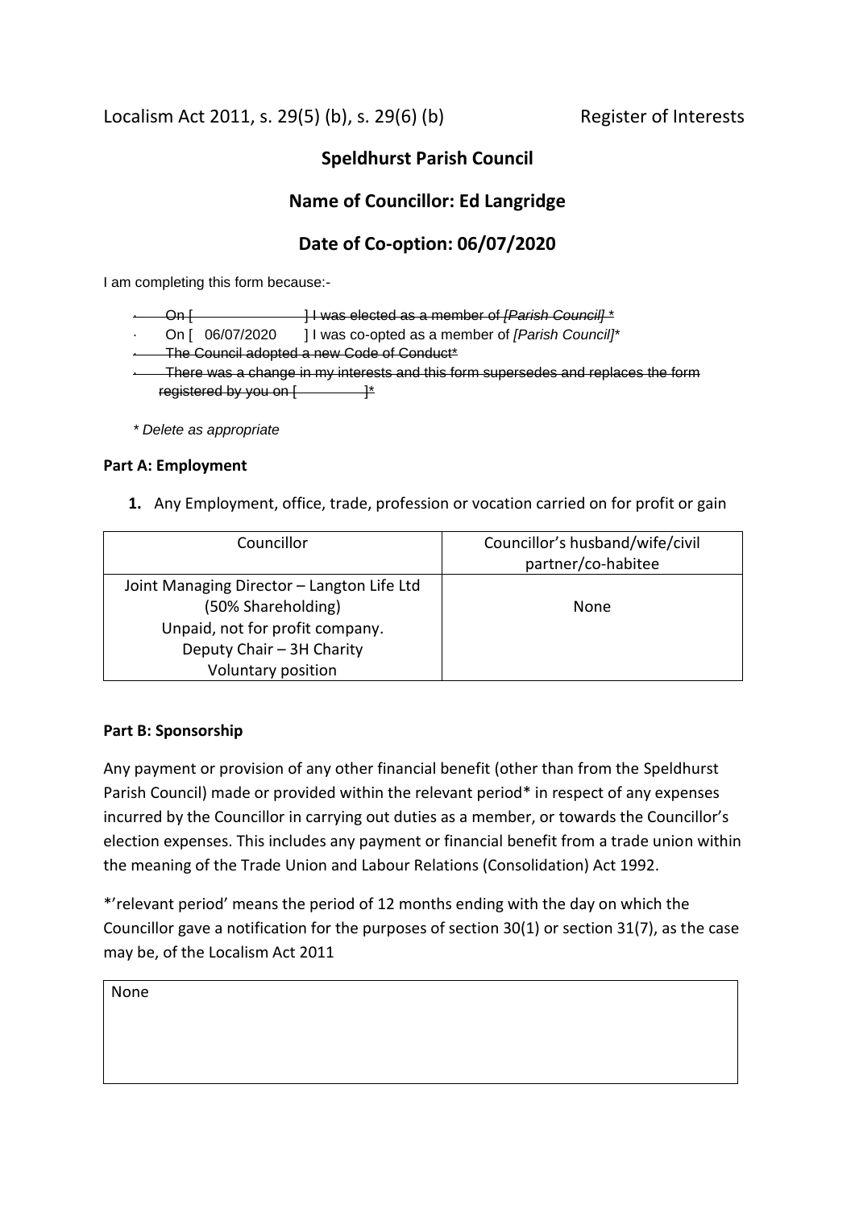Localism Act 2011, s. 29(5) (b), s. 29(6) (b) Register of Interests

## Speldhurst Parish Council

## Name of Councillor: Ed Langridge

## Date of Co-option: 06/07/2020

I am completing this form because:-

- ~~On [ ] I was elected as a member of *[Parish Council]* *~~
- On [ 06/07/2020 ] I was co-opted as a member of *[Parish Council]**
- ~~The Council adopted a new Code of Conduct*~~
- ~~There was a change in my interests and this form supersedes and replaces the form registered by you on [ ]*~~

*\* Delete as appropriate*

**Part A: Employment**

**1.** Any Employment, office, trade, profession or vocation carried on for profit or gain

| Councillor | Councillor's husband/wife/civil partner/co-habitee |
|---|---|
| Joint Managing Director – Langton Life Ltd (50% Shareholding) Unpaid, not for profit company. Deputy Chair – 3H Charity Voluntary position | None |

**Part B: Sponsorship**

Any payment or provision of any other financial benefit (other than from the Speldhurst Parish Council) made or provided within the relevant period* in respect of any expenses incurred by the Councillor in carrying out duties as a member, or towards the Councillor's election expenses. This includes any payment or financial benefit from a trade union within the meaning of the Trade Union and Labour Relations (Consolidation) Act 1992.

*'relevant period' means the period of 12 months ending with the day on which the Councillor gave a notification for the purposes of section 30(1) or section 31(7), as the case may be, of the Localism Act 2011

| None |
|---|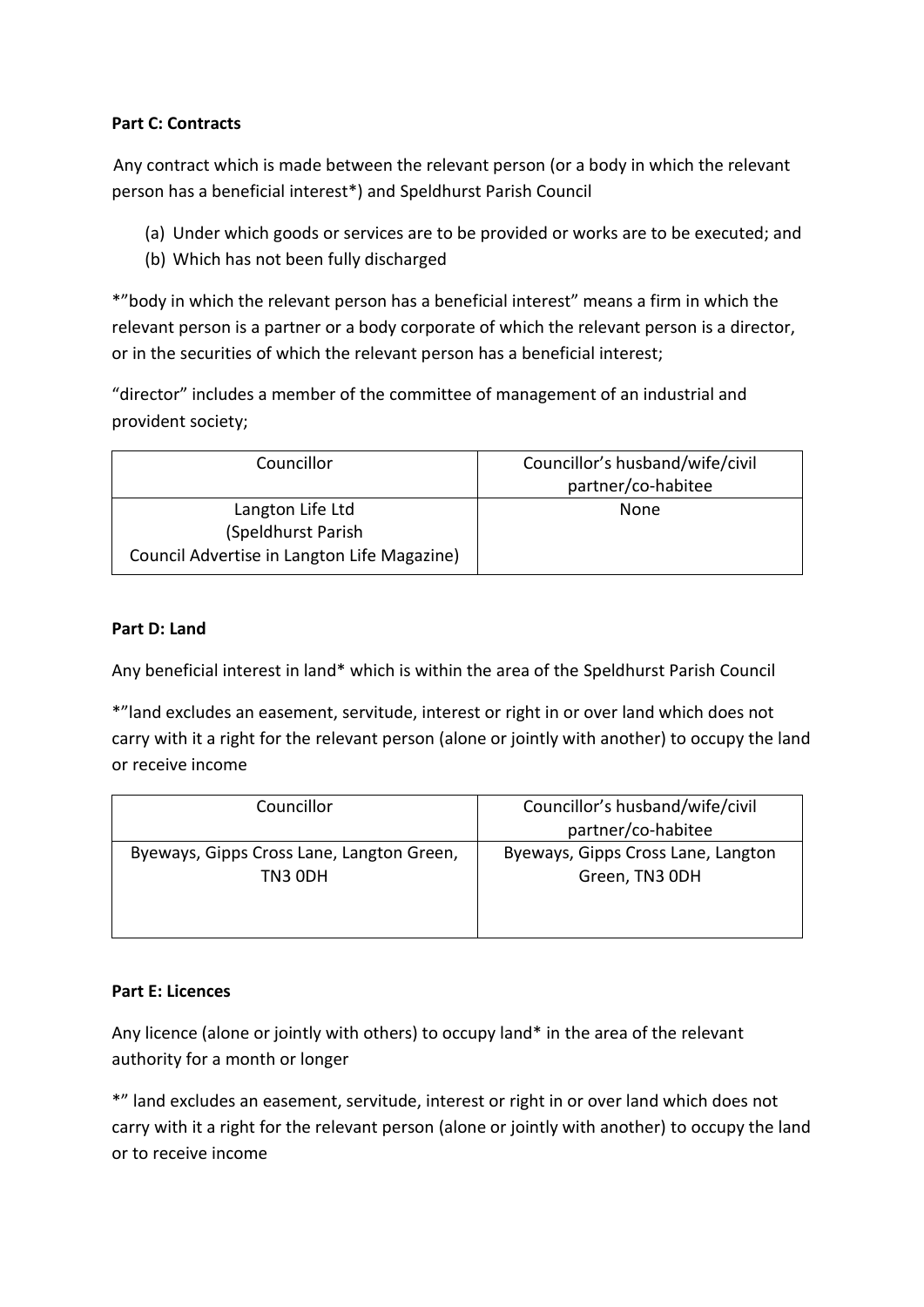**Part C: Contracts**

Any contract which is made between the relevant person (or a body in which the relevant person has a beneficial interest*) and Speldhurst Parish Council

(a) Under which goods or services are to be provided or works are to be executed; and
(b) Which has not been fully discharged

*"body in which the relevant person has a beneficial interest" means a firm in which the relevant person is a partner or a body corporate of which the relevant person is a director, or in the securities of which the relevant person has a beneficial interest;

"director" includes a member of the committee of management of an industrial and provident society;

| Councillor | Councillor's husband/wife/civil partner/co-habitee |
| --- | --- |
| Langton Life Ltd (Speldhurst Parish Council Advertise in Langton Life Magazine) | None |

**Part D: Land**

Any beneficial interest in land* which is within the area of the Speldhurst Parish Council

*"land excludes an easement, servitude, interest or right in or over land which does not carry with it a right for the relevant person (alone or jointly with another) to occupy the land or receive income

| Councillor | Councillor's husband/wife/civil partner/co-habitee |
| --- | --- |
| Byeways, Gipps Cross Lane, Langton Green, TN3 0DH | Byeways, Gipps Cross Lane, Langton Green, TN3 0DH |

**Part E: Licences**

Any licence (alone or jointly with others) to occupy land* in the area of the relevant authority for a month or longer

*" land excludes an easement, servitude, interest or right in or over land which does not carry with it a right for the relevant person (alone or jointly with another) to occupy the land or to receive income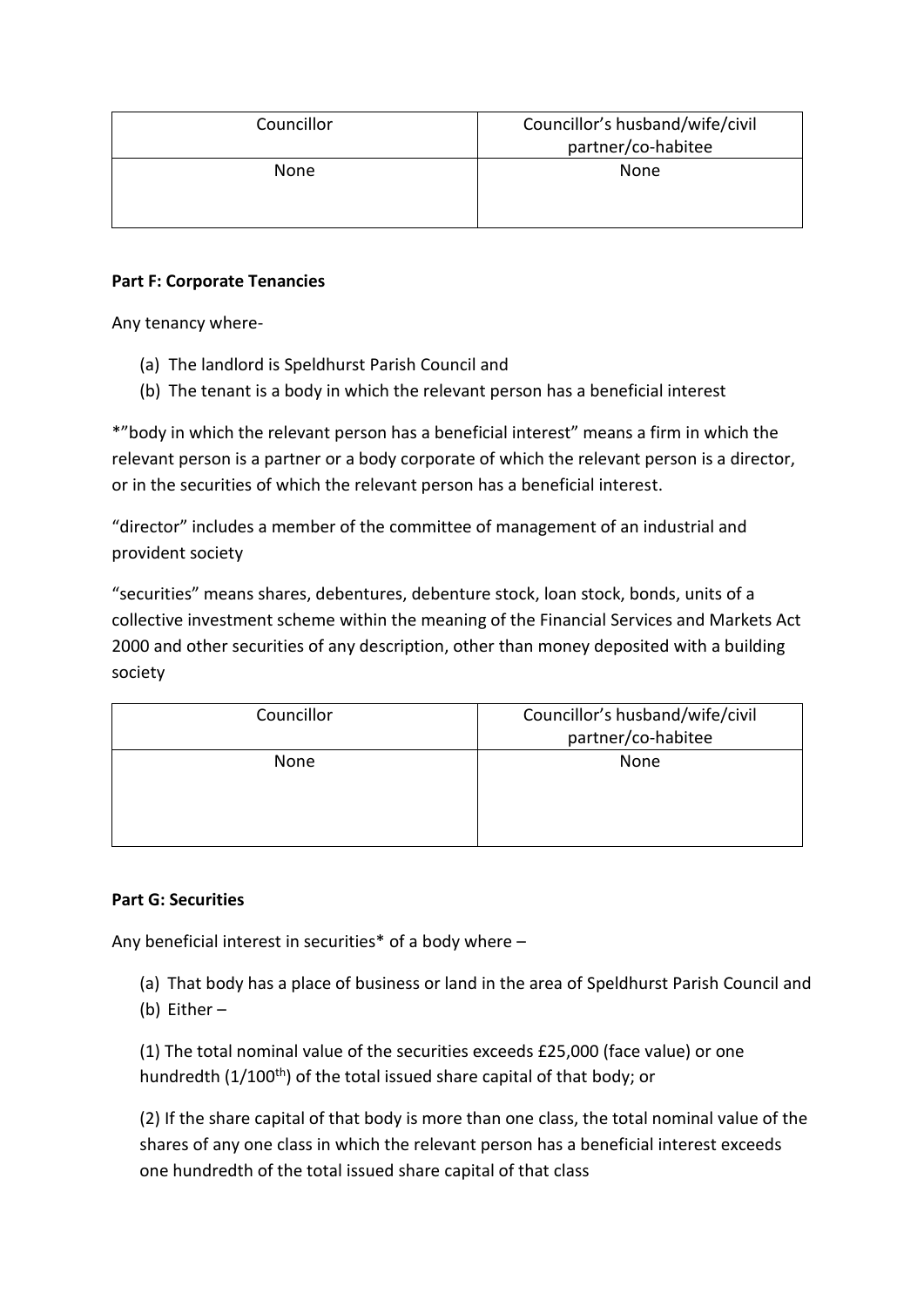| Councillor | Councillor's husband/wife/civil partner/co-habitee |
| --- | --- |
| None | None |

**Part F: Corporate Tenancies**

Any tenancy where-

(a) The landlord is Speldhurst Parish Council and
(b) The tenant is a body in which the relevant person has a beneficial interest

*"body in which the relevant person has a beneficial interest" means a firm in which the relevant person is a partner or a body corporate of which the relevant person is a director, or in the securities of which the relevant person has a beneficial interest.

"director" includes a member of the committee of management of an industrial and provident society

"securities" means shares, debentures, debenture stock, loan stock, bonds, units of a collective investment scheme within the meaning of the Financial Services and Markets Act 2000 and other securities of any description, other than money deposited with a building society

| Councillor | Councillor's husband/wife/civil partner/co-habitee |
| --- | --- |
| None | None |

**Part G: Securities**

Any beneficial interest in securities* of a body where –

(a) That body has a place of business or land in the area of Speldhurst Parish Council and
(b) Either –

(1) The total nominal value of the securities exceeds £25,000 (face value) or one hundredth (1/100th) of the total issued share capital of that body; or

(2) If the share capital of that body is more than one class, the total nominal value of the shares of any one class in which the relevant person has a beneficial interest exceeds one hundredth of the total issued share capital of that class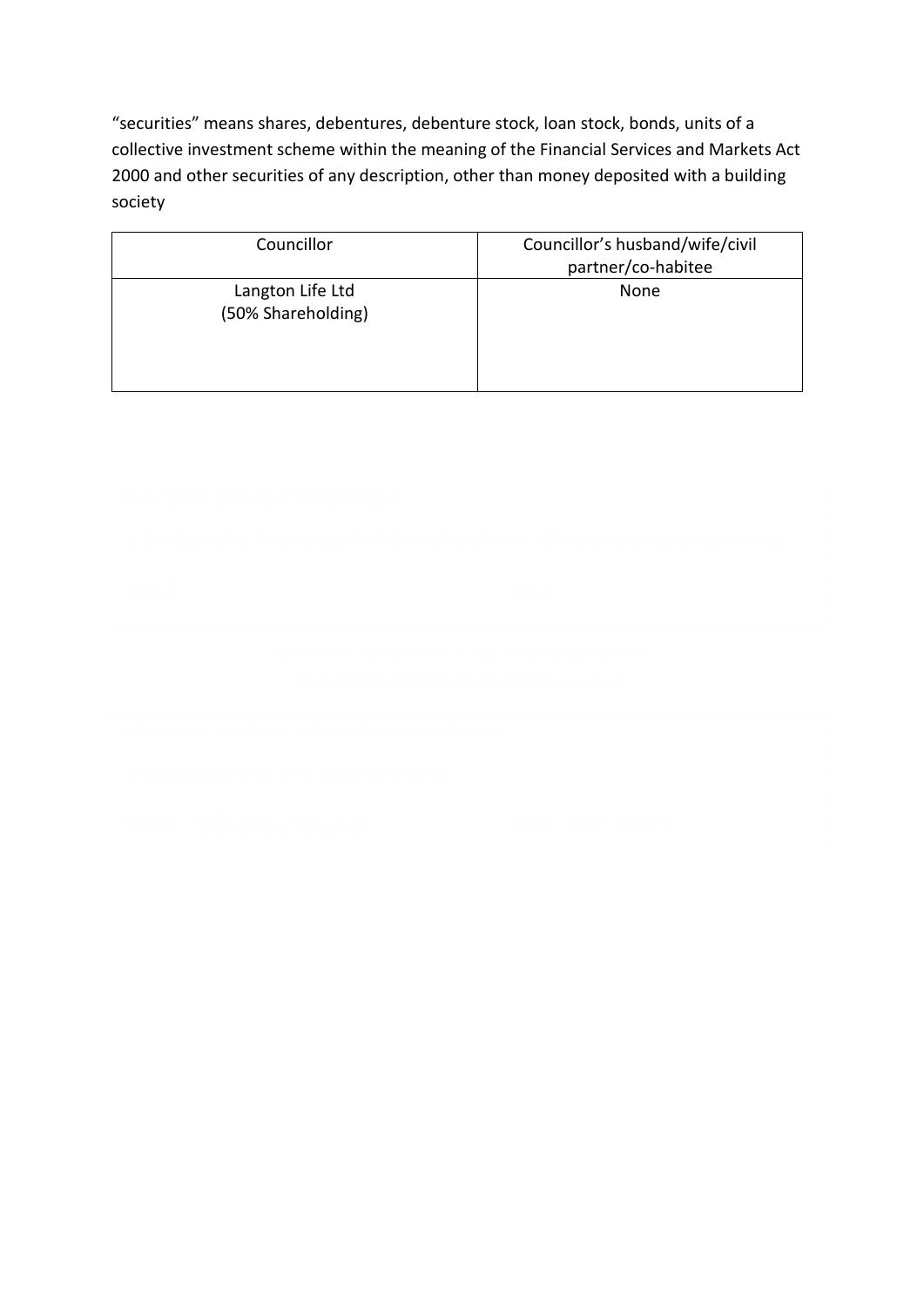"securities" means shares, debentures, debenture stock, loan stock, bonds, units of a collective investment scheme within the meaning of the Financial Services and Markets Act 2000 and other securities of any description, other than money deposited with a building society

| Councillor | Councillor's husband/wife/civil partner/co-habitee |
| --- | --- |
| Langton Life Ltd (50% Shareholding) | None |